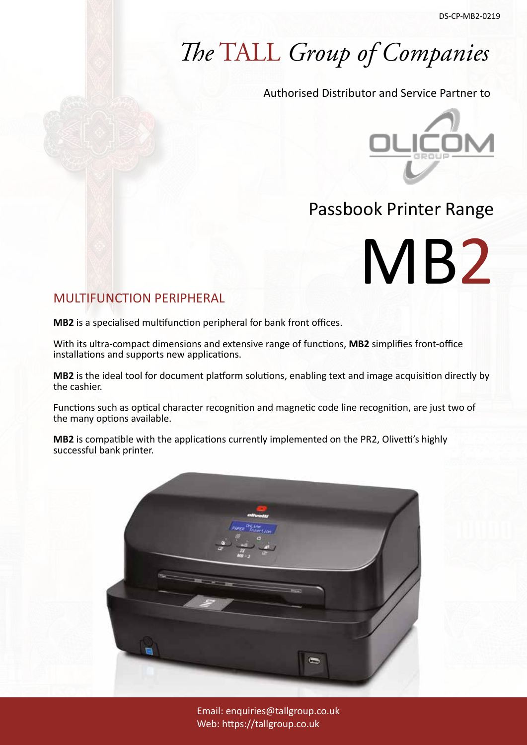DS-CP-MB2-0219

# *The* TALL *Group of Companies*

Authorised Distributor and Service Partner to

OLICOM GROUP

## Passbook Printer Range

# MB2

## MULTIFUNCTION PERIPHERAL

**MB2** is a specialised multifunction peripheral for bank front offices.

With its ultra-compact dimensions and extensive range of functions, **MB2** simplifies front-office installations and supports new applications.

**MB2** is the ideal tool for document platform solutions, enabling text and image acquisition directly by the cashier.

Functions such as optical character recognition and magnetic code line recognition, are just two of the many options available.

**MB2** is compatible with the applications currently implemented on the PR2, Olivetti's highly successful bank printer.

Email: enquiries@tallgroup.co.uk
Web: https://tallgroup.co.uk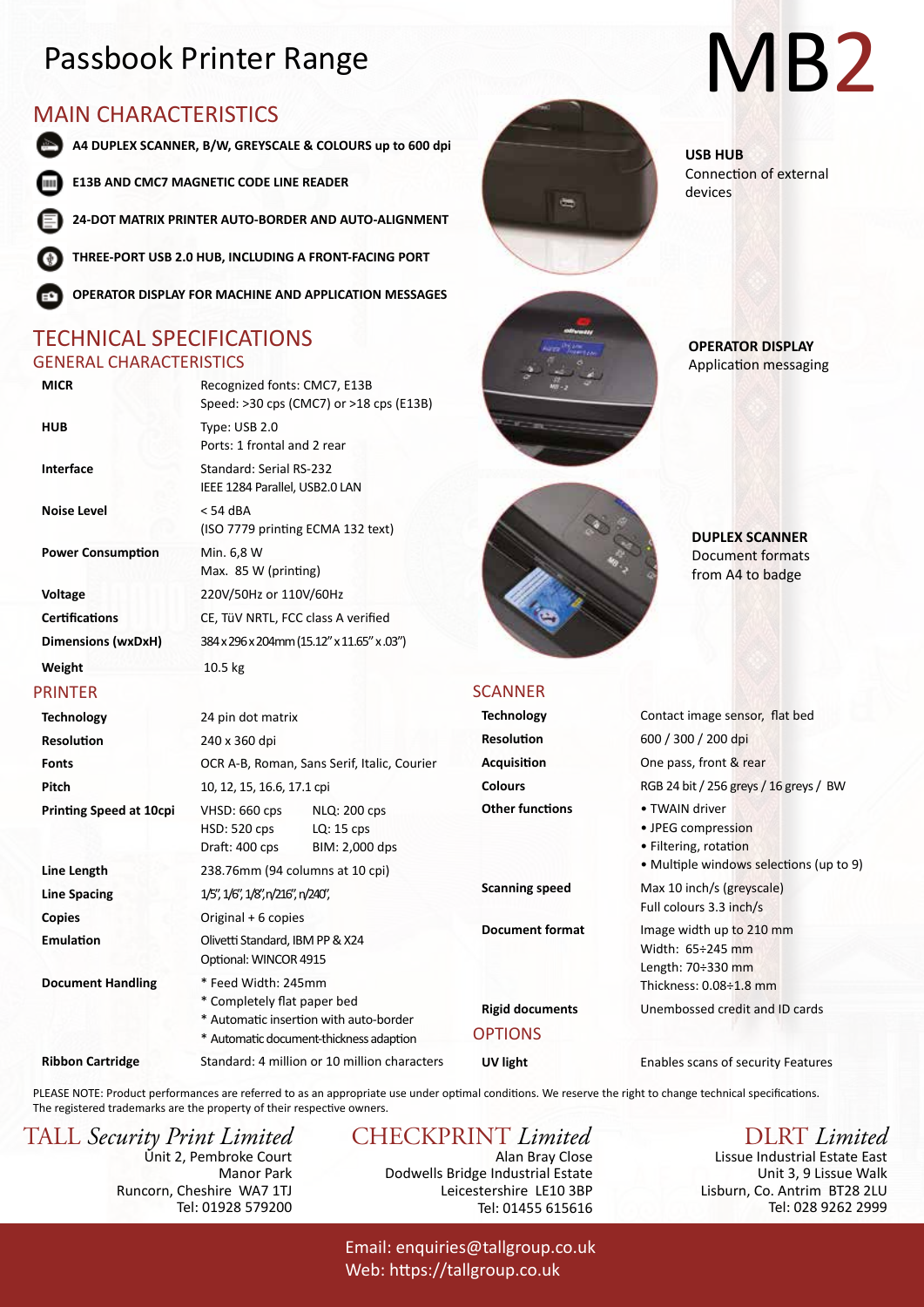# Passbook Printer Range

# MB2

## MAIN CHARACTERISTICS

- **A4 DUPLEX SCANNER, B/W, GREYSCALE & COLOURS up to 600 dpi**
- **E13B AND CMC7 MAGNETIC CODE LINE READER**
- **24-DOT MATRIX PRINTER AUTO-BORDER AND AUTO-ALIGNMENT**
- **THREE-PORT USB 2.0 HUB, INCLUDING A FRONT-FACING PORT**
- **OPERATOR DISPLAY FOR MACHINE AND APPLICATION MESSAGES**

**USB HUB**
Connection of external devices

**OPERATOR DISPLAY**
Application messaging

**DUPLEX SCANNER**
Document formats from A4 to badge

## TECHNICAL SPECIFICATIONS

### GENERAL CHARACTERISTICS

| | |
|---|---|
| **MICR** | Recognized fonts: CMC7, E13B<br>Speed: >30 cps (CMC7) or >18 cps (E13B) |
| **HUB** | Type: USB 2.0<br>Ports: 1 frontal and 2 rear |
| **Interface** | Standard: Serial RS-232<br>IEEE 1284 Parallel, USB2.0 LAN |
| **Noise Level** | < 54 dBA<br>(ISO 7779 printing ECMA 132 text) |
| **Power Consumption** | Min. 6,8 W<br>Max. 85 W (printing) |
| **Voltage** | 220V/50Hz or 110V/60Hz |
| **Certifications** | CE, TüV NRTL, FCC class A verified |
| **Dimensions (wxDxH)** | 384 x 296 x 204mm (15.12" x 11.65" x .03") |
| **Weight** | 10.5 kg |

### PRINTER

| | |
|---|---|
| **Technology** | 24 pin dot matrix |
| **Resolution** | 240 x 360 dpi |
| **Fonts** | OCR A-B, Roman, Sans Serif, Italic, Courier |
| **Pitch** | 10, 12, 15, 16.6, 17.1 cpi |
| **Printing Speed at 10cpi** | VHSD: 660 cps NLQ: 200 cps<br>HSD: 520 cps LQ: 15 cps<br>Draft: 400 cps BIM: 2,000 dps |
| **Line Length** | 238.76mm (94 columns at 10 cpi) |
| **Line Spacing** | 1/5", 1/6", 1/8", n/216", n/240", |
| **Copies** | Original + 6 copies |
| **Emulation** | Olivetti Standard, IBM PP & X24<br>Optional: WINCOR 4915 |
| **Document Handling** | * Feed Width: 245mm<br>* Completely flat paper bed<br>* Automatic insertion with auto-border<br>* Automatic document-thickness adaption |
| **Ribbon Cartridge** | Standard: 4 million or 10 million characters |

### SCANNER

| | |
|---|---|
| **Technology** | Contact image sensor, flat bed |
| **Resolution** | 600 / 300 / 200 dpi |
| **Acquisition** | One pass, front & rear |
| **Colours** | RGB 24 bit / 256 greys / 16 greys / BW |
| **Other functions** | • TWAIN driver<br>• JPEG compression<br>• Filtering, rotation<br>• Multiple windows selections (up to 9) |
| **Scanning speed** | Max 10 inch/s (greyscale)<br>Full colours 3.3 inch/s |
| **Document format** | Image width up to 210 mm<br>Width: 65÷245 mm<br>Length: 70÷330 mm<br>Thickness: 0.08÷1.8 mm |
| **Rigid documents** | Unembossed credit and ID cards |

### OPTIONS

| | |
|---|---|
| **UV light** | Enables scans of security Features |

PLEASE NOTE: Product performances are referred to as an appropriate use under optimal conditions. We reserve the right to change technical specifications. The registered trademarks are the property of their respective owners.

TALL *Security Print Limited*
Unit 2, Pembroke Court
Manor Park
Runcorn, Cheshire WA7 1TJ
Tel: 01928 579200

CHECKPRINT *Limited*
Alan Bray Close
Dodwells Bridge Industrial Estate
Leicestershire LE10 3BP
Tel: 01455 615616

DLRT *Limited*
Lissue Industrial Estate East
Unit 3, 9 Lissue Walk
Lisburn, Co. Antrim BT28 2LU
Tel: 028 9262 2999

Email: enquiries@tallgroup.co.uk
Web: https://tallgroup.co.uk